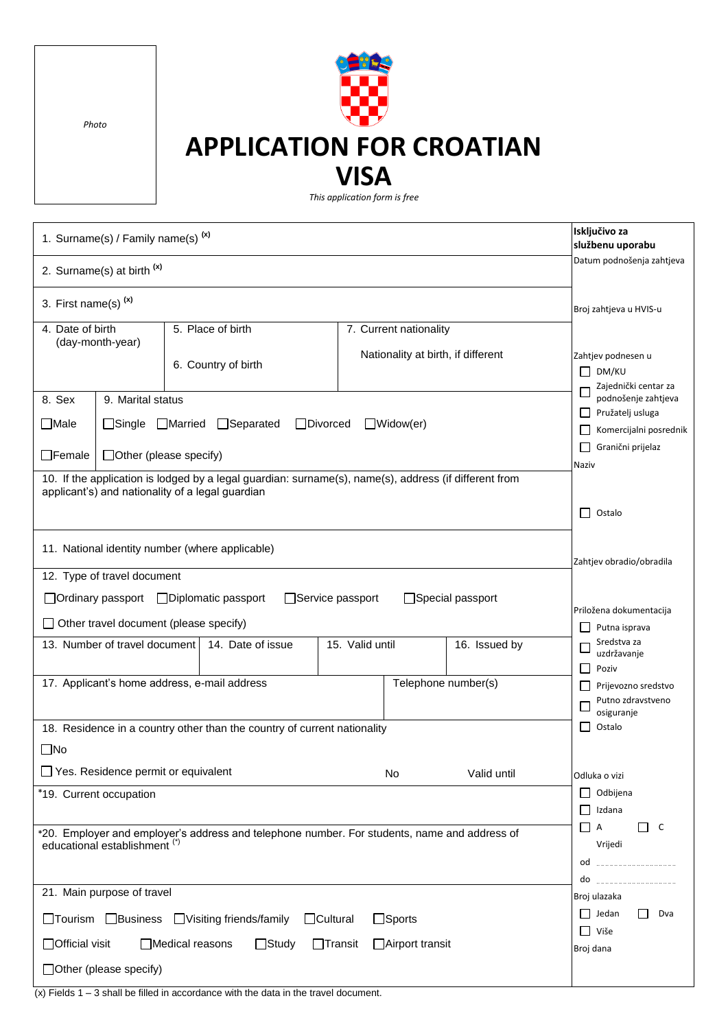Photo

# APPLICATION FOR CROATIAN VISA

*This application form is free*

| | **Isključivo za službenu uporabu** |
|---|---|
| 1. Surname(s) / Family name(s) (x) | Datum podnošenja zahtjeva |
| 2. Surname(s) at birth (x) | |
| 3. First name(s) (x) | Broj zahtjeva u HVIS-u |
| 4. Date of birth (day-month-year) / 5. Place of birth / 6. Country of birth / 7. Current nationality / Nationality at birth, if different | Zahtjev podnesen u ☐ DM/KU ☐ Zajednički centar za podnošenje zahtjeva ☐ Pružatelj usluga ☐ Komercijalni posrednik ☐ Granični prijelaz |
| 8. Sex ☐Male ☐Female / 9. Marital status ☐Single ☐Married ☐Separated ☐Divorced ☐Widow(er) ☐Other (please specify) | Naziv |
| 10. If the application is lodged by a legal guardian: surname(s), name(s), address (if different from applicant's) and nationality of a legal guardian | ☐ Ostalo |
| 11. National identity number (where applicable) | Zahtjev obradio/obradila |
| 12. Type of travel document ☐Ordinary passport ☐Diplomatic passport ☐Service passport ☐Special passport ☐ Other travel document (please specify) | Priložena dokumentacija ☐ Putna isprava |
| 13. Number of travel document / 14. Date of issue / 15. Valid until / 16. Issued by | ☐ Sredstva za uzdržavanje ☐ Poziv |
| 17. Applicant's home address, e-mail address / Telephone number(s) | ☐ Prijevozno sredstvo ☐ Putno zdravstveno osiguranje ☐ Ostalo |
| 18. Residence in a country other than the country of current nationality ☐No ☐ Yes. Residence permit or equivalent No Valid until | |
| *19. Current occupation | Odluka o vizi ☐ Odbijena ☐ Izdana |
| *20. Employer and employer's address and telephone number. For students, name and address of educational establishment (*) | ☐ A ☐ C Vrijedi od ........ do ........ |
| 21. Main purpose of travel ☐Tourism ☐Business ☐Visiting friends/family ☐Cultural ☐Sports ☐Official visit ☐Medical reasons ☐Study ☐Transit ☐Airport transit ☐Other (please specify) | Broj ulazaka ☐ Jedan ☐ Dva ☐ Više Broj dana |

(x) Fields 1 – 3 shall be filled in accordance with the data in the travel document.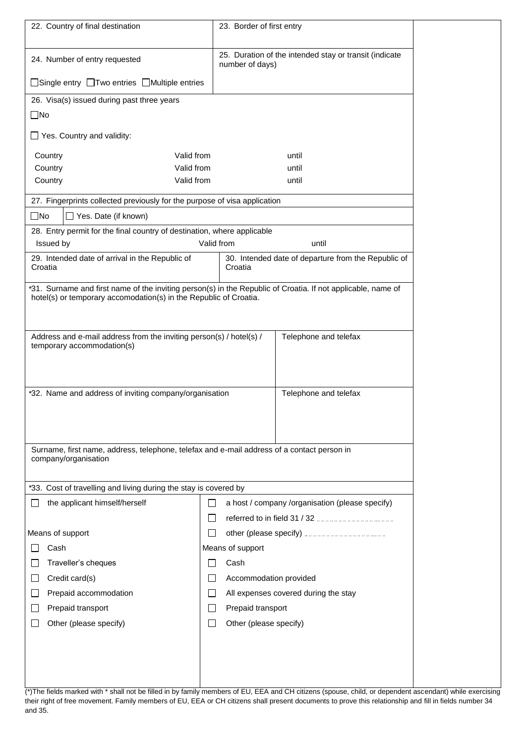22. Country of final destination

23. Border of first entry

24. Number of entry requested

☐ Single entry ☐ Two entries ☐ Multiple entries

25. Duration of the intended stay or transit (indicate number of days)

26. Visa(s) issued during past three years

☐ No

☐ Yes. Country and validity:

| Country | Valid from | until |
|---|---|---|
| Country | Valid from | until |
| Country | Valid from | until |

27. Fingerprints collected previously for the purpose of visa application

☐ No ☐ Yes. Date (if known)

28. Entry permit for the final country of destination, where applicable

Issued by Valid from until

29. Intended date of arrival in the Republic of Croatia

30. Intended date of departure from the Republic of Croatia

*31. Surname and first name of the inviting person(s) in the Republic of Croatia. If not applicable, name of hotel(s) or temporary accomodation(s) in the Republic of Croatia.

Address and e-mail address from the inviting person(s) / hotel(s) / temporary accommodation(s)

Telephone and telefax

*32. Name and address of inviting company/organisation

Telephone and telefax

Surname, first name, address, telephone, telefax and e-mail address of a contact person in company/organisation

*33. Cost of travelling and living during the stay is covered by

| | |
|---|---|
| ☐ the applicant himself/herself | ☐ a host / company /organisation (please specify) |
| | ☐ referred to in field 31 / 32 .......................... |
| Means of support | ☐ other (please specify) .......................... |
| ☐ Cash | Means of support |
| ☐ Traveller's cheques | ☐ Cash |
| ☐ Credit card(s) | ☐ Accommodation provided |
| ☐ Prepaid accommodation | ☐ All expenses covered during the stay |
| ☐ Prepaid transport | ☐ Prepaid transport |
| ☐ Other (please specify) | ☐ Other (please specify) |

(*)The fields marked with * shall not be filled in by family members of EU, EEA and CH citizens (spouse, child, or dependent ascendant) while exercising their right of free movement. Family members of EU, EEA or CH citizens shall present documents to prove this relationship and fill in fields number 34 and 35.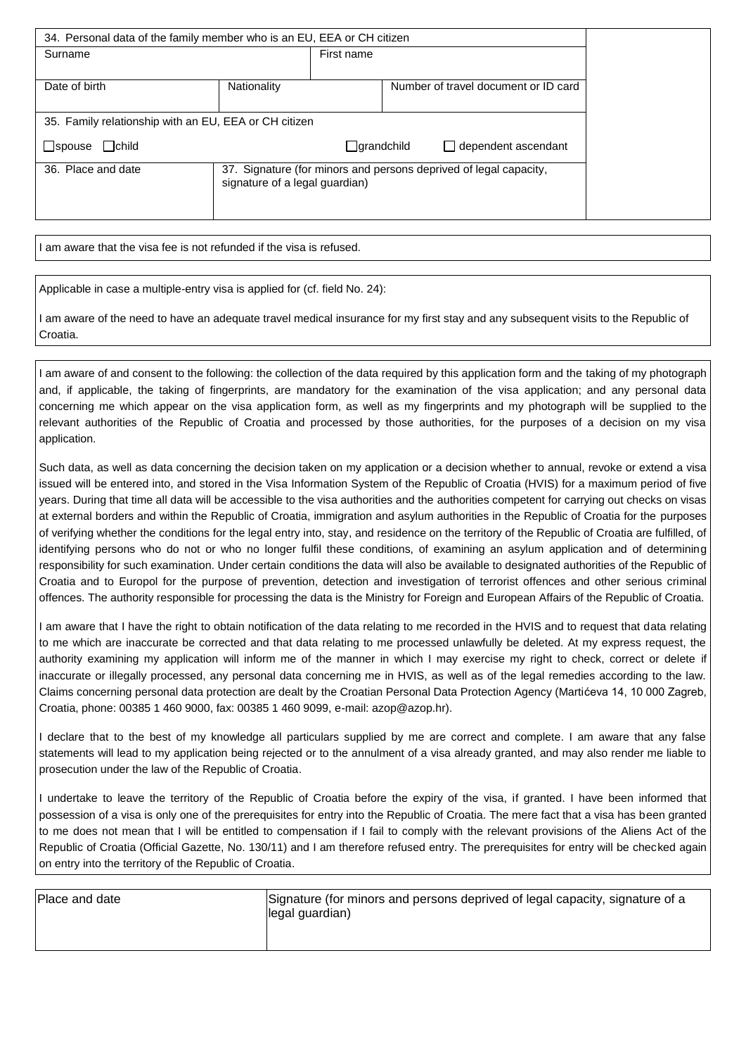| 34. Personal data of the family member who is an EU, EEA or CH citizen | | | |
|---|---|---|---|
| Surname | | First name | |
| Date of birth | Nationality | | Number of travel document or ID card |
| 35. Family relationship with an EU, EEA or CH citizen | | | |
| ☐ spouse ☐ child | | ☐ grandchild | ☐ dependent ascendant |
| 36. Place and date | 37. Signature (for minors and persons deprived of legal capacity, signature of a legal guardian) | | |

I am aware that the visa fee is not refunded if the visa is refused.

Applicable in case a multiple-entry visa is applied for (cf. field No. 24):

I am aware of the need to have an adequate travel medical insurance for my first stay and any subsequent visits to the Republic of Croatia.

I am aware of and consent to the following: the collection of the data required by this application form and the taking of my photograph and, if applicable, the taking of fingerprints, are mandatory for the examination of the visa application; and any personal data concerning me which appear on the visa application form, as well as my fingerprints and my photograph will be supplied to the relevant authorities of the Republic of Croatia and processed by those authorities, for the purposes of a decision on my visa application.

Such data, as well as data concerning the decision taken on my application or a decision whether to annual, revoke or extend a visa issued will be entered into, and stored in the Visa Information System of the Republic of Croatia (HVIS) for a maximum period of five years. During that time all data will be accessible to the visa authorities and the authorities competent for carrying out checks on visas at external borders and within the Republic of Croatia, immigration and asylum authorities in the Republic of Croatia for the purposes of verifying whether the conditions for the legal entry into, stay, and residence on the territory of the Republic of Croatia are fulfilled, of identifying persons who do not or who no longer fulfil these conditions, of examining an asylum application and of determining responsibility for such examination. Under certain conditions the data will also be available to designated authorities of the Republic of Croatia and to Europol for the purpose of prevention, detection and investigation of terrorist offences and other serious criminal offences. The authority responsible for processing the data is the Ministry for Foreign and European Affairs of the Republic of Croatia.

I am aware that I have the right to obtain notification of the data relating to me recorded in the HVIS and to request that data relating to me which are inaccurate be corrected and that data relating to me processed unlawfully be deleted. At my express request, the authority examining my application will inform me of the manner in which I may exercise my right to check, correct or delete if inaccurate or illegally processed, any personal data concerning me in HVIS, as well as of the legal remedies according to the law. Claims concerning personal data protection are dealt by the Croatian Personal Data Protection Agency (Martićeva 14, 10 000 Zagreb, Croatia, phone: 00385 1 460 9000, fax: 00385 1 460 9099, e-mail: azop@azop.hr).

I declare that to the best of my knowledge all particulars supplied by me are correct and complete. I am aware that any false statements will lead to my application being rejected or to the annulment of a visa already granted, and may also render me liable to prosecution under the law of the Republic of Croatia.

I undertake to leave the territory of the Republic of Croatia before the expiry of the visa, if granted. I have been informed that possession of a visa is only one of the prerequisites for entry into the Republic of Croatia. The mere fact that a visa has been granted to me does not mean that I will be entitled to compensation if I fail to comply with the relevant provisions of the Aliens Act of the Republic of Croatia (Official Gazette, No. 130/11) and I am therefore refused entry. The prerequisites for entry will be checked again on entry into the territory of the Republic of Croatia.

| Place and date | Signature (for minors and persons deprived of legal capacity, signature of a legal guardian) |
|---|---|
| | |